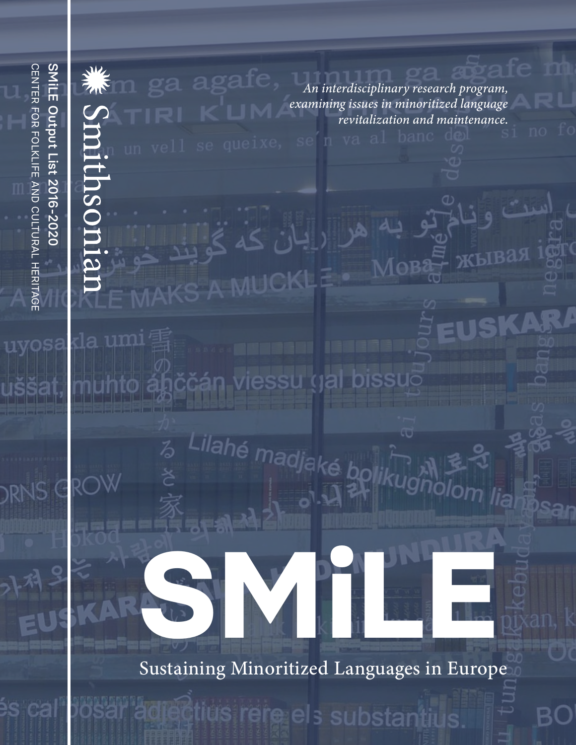SMiLE Output List 2016-2020

CENTER FOR FOLKLIFE AND CULTURAL HERITAGE

Smithsonian

*An interdisciplinary research program, examining issues in minoritized language revitalization and maintenance.*

# SMiLE

## Sustaining Minoritized Languages in Europe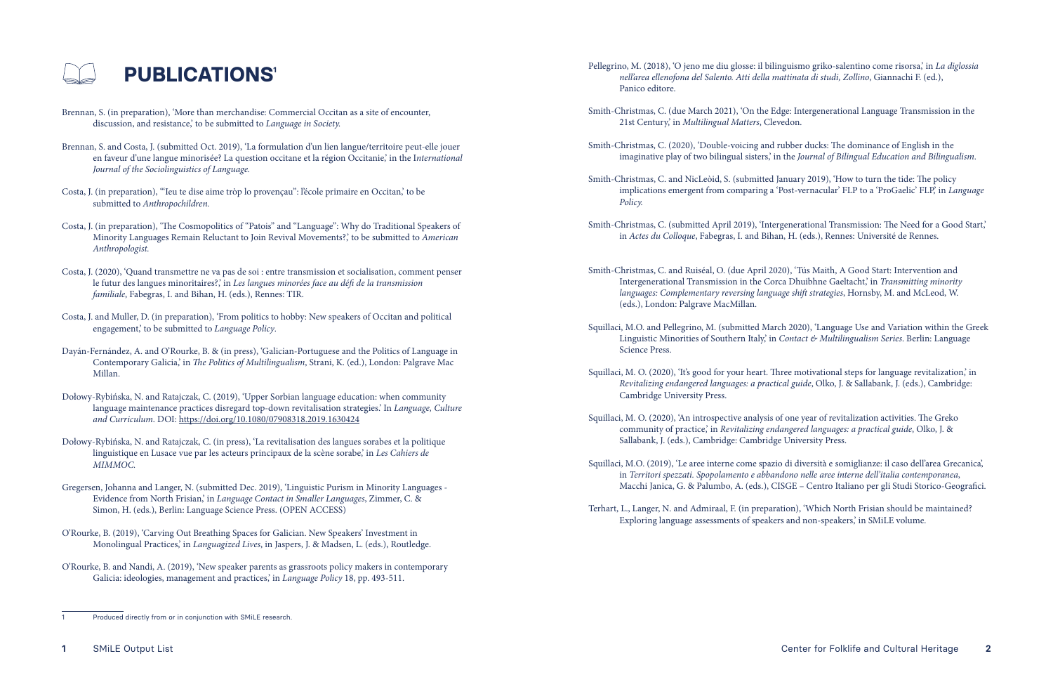# PUBLICATIONS[1]

Brennan, S. (in preparation), 'More than merchandise: Commercial Occitan as a site of encounter, discussion, and resistance,' to be submitted to *Language in Society.*

Brennan, S. and Costa, J. (submitted Oct. 2019), 'La formulation d'un lien langue/territoire peut-elle jouer en faveur d'une langue minorisée? La question occitane et la région Occitanie,' in the I*nternational Journal of the Sociolinguistics of Language.*

Costa, J. (in preparation), '"Ieu te dise aime tròp lo provençau": l'école primaire en Occitan,' to be submitted to *Anthropochildren.*

Costa, J. (in preparation), 'The Cosmopolitics of "Patois" and "Language": Why do Traditional Speakers of Minority Languages Remain Reluctant to Join Revival Movements?,' to be submitted to *American Anthropologist.*

Costa, J. (2020), 'Quand transmettre ne va pas de soi : entre transmission et socialisation, comment penser le futur des langues minoritaires?,' in *Les langues minorées face au défi de la transmission familiale*, Fabegras, I. and Bihan, H. (eds.), Rennes: TIR.

Costa, J. and Muller, D. (in preparation), 'From politics to hobby: New speakers of Occitan and political engagement,' to be submitted to *Language Policy*.

Dayán-Fernández, A. and O'Rourke, B. & (in press), 'Galician-Portuguese and the Politics of Language in Contemporary Galicia,' in *The Politics of Multilingualism*, Strani, K. (ed.), London: Palgrave Mac Millan.

Dołowy-Rybińska, N. and Ratajczak, C. (2019), 'Upper Sorbian language education: when community language maintenance practices disregard top-down revitalisation strategies.' In *Language, Culture and Curriculum*. DOI: https://doi.org/10.1080/07908318.2019.1630424

Dołowy-Rybińska, N. and Ratajczak, C. (in press), 'La revitalisation des langues sorabes et la politique linguistique en Lusace vue par les acteurs principaux de la scène sorabe,' in *Les Cahiers de MIMMOC.*

Gregersen, Johanna and Langer, N. (submitted Dec. 2019), 'Linguistic Purism in Minority Languages - Evidence from North Frisian,' in *Language Contact in Smaller Languages*, Zimmer, C. & Simon, H. (eds.), Berlin: Language Science Press. (OPEN ACCESS)

O'Rourke, B. (2019), 'Carving Out Breathing Spaces for Galician. New Speakers' Investment in Monolingual Practices,' in *Languagized Lives*, in Jaspers, J. & Madsen, L. (eds.), Routledge.

O'Rourke, B. and Nandi, A. (2019), 'New speaker parents as grassroots policy makers in contemporary Galicia: ideologies, management and practices,' in *Language Policy* 18, pp. 493-511.

Pellegrino, M. (2018), 'O jeno me diu glosse: il bilinguismo griko-salentino come risorsa,' in *La diglossia nell'area ellenofona del Salento. Atti della mattinata di studi, Zollino*, Giannachi F. (ed.), Panico editore.

Smith-Christmas, C. (due March 2021), 'On the Edge: Intergenerational Language Transmission in the 21st Century,' in *Multilingual Matters*, Clevedon.

Smith-Christmas, C. (2020), 'Double-voicing and rubber ducks: The dominance of English in the imaginative play of two bilingual sisters,' in the *Journal of Bilingual Education and Bilingualism.*

Smith-Christmas, C. and NicLeòid, S. (submitted January 2019), 'How to turn the tide: The policy implications emergent from comparing a 'Post-vernacular' FLP to a 'ProGaelic' FLP,' in *Language Policy.*

Smith-Christmas, C. (submitted April 2019), 'Intergenerational Transmission: The Need for a Good Start,' in *Actes du Colloque*, Fabegras, I. and Bihan, H. (eds.), Rennes: Université de Rennes.

Smith-Christmas, C. and Ruiséal, O. (due April 2020), 'Tús Maith, A Good Start: Intervention and Intergenerational Transmission in the Corca Dhuibhne Gaeltacht,' in *Transmitting minority languages: Complementary reversing language shift strategies*, Hornsby, M. and McLeod, W. (eds.), London: Palgrave MacMillan.

Squillaci, M.O. and Pellegrino, M. (submitted March 2020), 'Language Use and Variation within the Greek Linguistic Minorities of Southern Italy,' in *Contact & Multilingualism Series*. Berlin: Language Science Press.

Squillaci, M. O. (2020), 'It's good for your heart. Three motivational steps for language revitalization,' in *Revitalizing endangered languages: a practical guide*, Olko, J. & Sallabank, J. (eds.), Cambridge: Cambridge University Press.

Squillaci, M. O. (2020), 'An introspective analysis of one year of revitalization activities. The Greko community of practice,' in *Revitalizing endangered languages: a practical guide*, Olko, J. & Sallabank, J. (eds.), Cambridge: Cambridge University Press.

Squillaci, M.O. (2019), 'Le aree interne come spazio di diversità e somiglianze: il caso dell'area Grecanica,' in *Territori spezzati. Spopolamento e abbandono nelle aree interne dell'italia contemporanea*, Macchi Janica, G. & Palumbo, A. (eds.), CISGE – Centro Italiano per gli Studi Storico-Geografici.

Terhart, L., Langer, N. and Admiraal, F. (in preparation), 'Which North Frisian should be maintained? Exploring language assessments of speakers and non-speakers,' in SMiLE volume.

---

[1] Produced directly from or in conjunction with SMiLE research.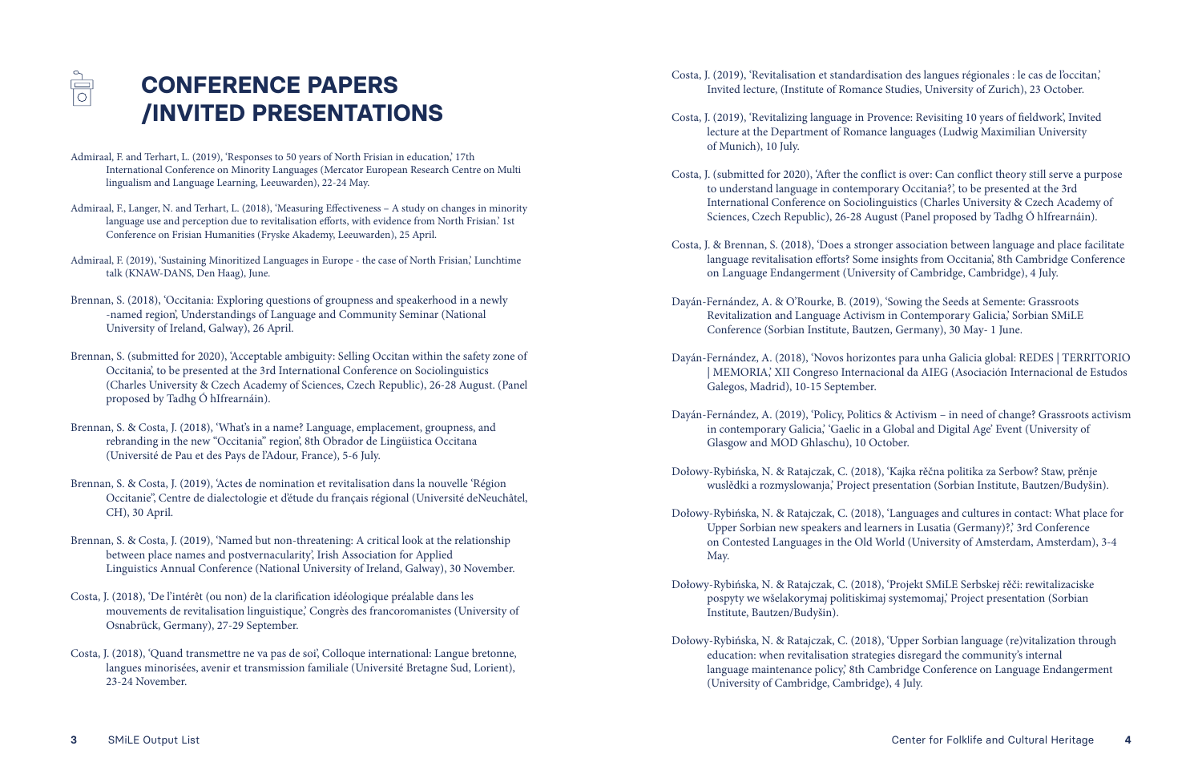# CONFERENCE PAPERS /INVITED PRESENTATIONS

Admiraal, F. and Terhart, L. (2019), 'Responses to 50 years of North Frisian in education,' 17th International Conference on Minority Languages (Mercator European Research Centre on Multi lingualism and Language Learning, Leeuwarden), 22-24 May.

Admiraal, F., Langer, N. and Terhart, L. (2018), 'Measuring Effectiveness – A study on changes in minority language use and perception due to revitalisation efforts, with evidence from North Frisian.' 1st Conference on Frisian Humanities (Fryske Akademy, Leeuwarden), 25 April.

Admiraal, F. (2019), 'Sustaining Minoritized Languages in Europe - the case of North Frisian,' Lunchtime talk (KNAW-DANS, Den Haag), June.

Brennan, S. (2018), 'Occitania: Exploring questions of groupness and speakerhood in a newly -named region', Understandings of Language and Community Seminar (National University of Ireland, Galway), 26 April.

Brennan, S. (submitted for 2020), 'Acceptable ambiguity: Selling Occitan within the safety zone of Occitania', to be presented at the 3rd International Conference on Sociolinguistics (Charles University & Czech Academy of Sciences, Czech Republic), 26-28 August. (Panel proposed by Tadhg Ó hIfrearnáin).

Brennan, S. & Costa, J. (2018), 'What's in a name? Language, emplacement, groupness, and rebranding in the new "Occitania" region', 8th Obrador de Lingüistica Occitana (Université de Pau et des Pays de l'Adour, France), 5-6 July.

Brennan, S. & Costa, J. (2019), 'Actes de nomination et revitalisation dans la nouvelle 'Région Occitanie", Centre de dialectologie et d'étude du français régional (Université deNeuchâtel, CH), 30 April.

Brennan, S. & Costa, J. (2019), 'Named but non-threatening: A critical look at the relationship between place names and postvernacularity', Irish Association for Applied Linguistics Annual Conference (National University of Ireland, Galway), 30 November.

Costa, J. (2018), 'De l'intérêt (ou non) de la clarification idéologique préalable dans les mouvements de revitalisation linguistique,' Congrès des francoromanistes (University of Osnabrück, Germany), 27-29 September.

Costa, J. (2018), 'Quand transmettre ne va pas de soi', Colloque international: Langue bretonne, langues minorisées, avenir et transmission familiale (Université Bretagne Sud, Lorient), 23-24 November.

Costa, J. (2019), 'Revitalisation et standardisation des langues régionales : le cas de l'occitan,' Invited lecture, (Institute of Romance Studies, University of Zurich), 23 October.

Costa, J. (2019), 'Revitalizing language in Provence: Revisiting 10 years of fieldwork', Invited lecture at the Department of Romance languages (Ludwig Maximilian University of Munich), 10 July.

Costa, J. (submitted for 2020), 'After the conflict is over: Can conflict theory still serve a purpose to understand language in contemporary Occitania?', to be presented at the 3rd International Conference on Sociolinguistics (Charles University & Czech Academy of Sciences, Czech Republic), 26-28 August (Panel proposed by Tadhg Ó hIfrearnáin).

Costa, J. & Brennan, S. (2018), 'Does a stronger association between language and place facilitate language revitalisation efforts? Some insights from Occitania', 8th Cambridge Conference on Language Endangerment (University of Cambridge, Cambridge), 4 July.

Dayán-Fernández, A. & O'Rourke, B. (2019), 'Sowing the Seeds at Semente: Grassroots Revitalization and Language Activism in Contemporary Galicia,' Sorbian SMiLE Conference (Sorbian Institute, Bautzen, Germany), 30 May- 1 June.

Dayán-Fernández, A. (2018), 'Novos horizontes para unha Galicia global: REDES | TERRITORIO | MEMORIA,' XII Congreso Internacional da AIEG (Asociación Internacional de Estudos Galegos, Madrid), 10-15 September.

Dayán-Fernández, A. (2019), 'Policy, Politics & Activism – in need of change? Grassroots activism in contemporary Galicia,' 'Gaelic in a Global and Digital Age' Event (University of Glasgow and MOD Ghlaschu), 10 October.

Dołowy-Rybińska, N. & Ratajczak, C. (2018), 'Kajka rěčna politika za Serbow? Staw, prěnje wuslědki a rozmyslowanja,' Project presentation (Sorbian Institute, Bautzen/Budyšin).

Dołowy-Rybińska, N. & Ratajczak, C. (2018), 'Languages and cultures in contact: What place for Upper Sorbian new speakers and learners in Lusatia (Germany)?,' 3rd Conference on Contested Languages in the Old World (University of Amsterdam, Amsterdam), 3-4 May.

Dołowy-Rybińska, N. & Ratajczak, C. (2018), 'Projekt SMiLE Serbskej rěči: rewitalizaciske pospyty we wšelakorymaj politiskimaj systemomaj,' Project presentation (Sorbian Institute, Bautzen/Budyšin).

Dołowy-Rybińska, N. & Ratajczak, C. (2018), 'Upper Sorbian language (re)vitalization through education: when revitalisation strategies disregard the community's internal language maintenance policy,' 8th Cambridge Conference on Language Endangerment (University of Cambridge, Cambridge), 4 July.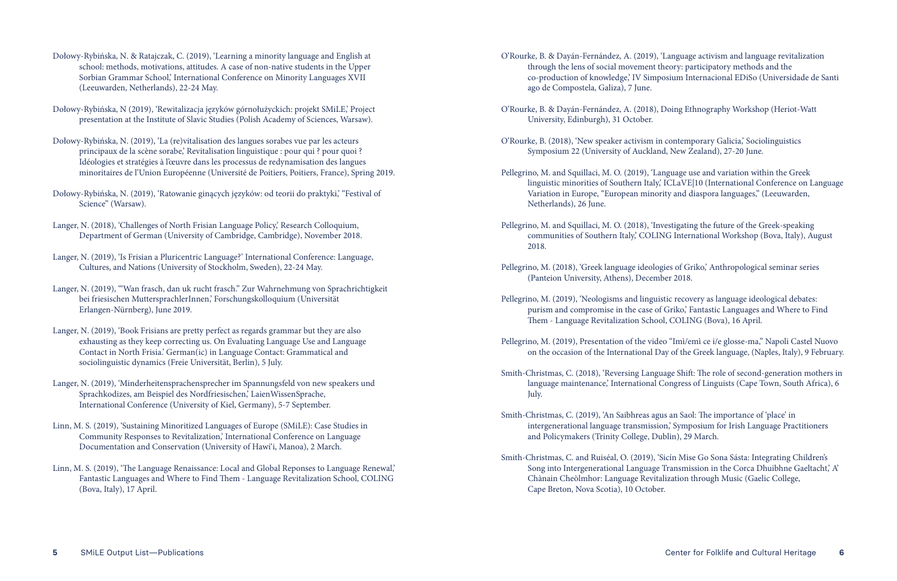Dołowy-Rybińska, N. & Ratajczak, C. (2019), 'Learning a minority language and English at school: methods, motivations, attitudes. A case of non-native students in the Upper Sorbian Grammar School,' International Conference on Minority Languages XVII (Leeuwarden, Netherlands), 22-24 May.

Dołowy-Rybińska, N (2019), 'Rewitalizacja języków górnołużyckich: projekt SMiLE,' Project presentation at the Institute of Slavic Studies (Polish Academy of Sciences, Warsaw).

Dołowy-Rybińska, N. (2019), 'La (re)vitalisation des langues sorabes vue par les acteurs principaux de la scène sorabe,' Revitalisation linguistique : pour qui ? pour quoi ? Idéologies et stratégies à l'œuvre dans les processus de redynamisation des langues minoritaires de l'Union Européenne (Université de Poitiers, Poitiers, France), Spring 2019.

Dołowy-Rybińska, N. (2019), 'Ratowanie ginących języków: od teorii do praktyki,' "Festival of Science" (Warsaw).

Langer, N. (2018), 'Challenges of North Frisian Language Policy,' Research Colloquium, Department of German (University of Cambridge, Cambridge), November 2018.

Langer, N. (2019), 'Is Frisian a Pluricentric Language?' International Conference: Language, Cultures, and Nations (University of Stockholm, Sweden), 22-24 May.

Langer, N. (2019), '"Wan frasch, dan uk rucht frasch." Zur Wahrnehmung von Sprachrichtigkeit bei friesischen MuttersprachlerInnen,' Forschungskolloquium (Universität Erlangen-Nürnberg), June 2019.

Langer, N. (2019), 'Book Frisians are pretty perfect as regards grammar but they are also exhausting as they keep correcting us. On Evaluating Language Use and Language Contact in North Frisia.' German(ic) in Language Contact: Grammatical and sociolinguistic dynamics (Freie Universität, Berlin), 5 July.

Langer, N. (2019), 'Minderheitensprachensprecher im Spannungsfeld von new speakers und Sprachkodizes, am Beispiel des Nordfriesischen,' LaienWissenSprache, International Conference (University of Kiel, Germany), 5-7 September.

Linn, M. S. (2019), 'Sustaining Minoritized Languages of Europe (SMiLE): Case Studies in Community Responses to Revitalization,' International Conference on Language Documentation and Conservation (University of Hawi'i, Manoa), 2 March.

Linn, M. S. (2019), 'The Language Renaissance: Local and Global Reponses to Language Renewal,' Fantastic Languages and Where to Find Them - Language Revitalization School, COLING (Bova, Italy), 17 April.

O'Rourke, B. & Dayán-Fernández, A. (2019), 'Language activism and language revitalization through the lens of social movement theory: participatory methods and the co-production of knowledge,' IV Simposium Internacional EDiSo (Universidade de Santi ago de Compostela, Galiza), 7 June.

O'Rourke, B. & Dayán-Fernández, A. (2018), Doing Ethnography Workshop (Heriot-Watt University, Edinburgh), 31 October.

O'Rourke, B. (2018), 'New speaker activism in contemporary Galicia,' Sociolinguistics Symposium 22 (University of Auckland, New Zealand), 27-20 June.

Pellegrino, M. and Squillaci, M. O. (2019), 'Language use and variation within the Greek linguistic minorities of Southern Italy,' ICLaVE|10 (International Conference on Language Variation in Europe, "European minority and diaspora languages," (Leeuwarden, Netherlands), 26 June.

Pellegrino, M. and Squillaci, M. O. (2018), 'Investigating the future of the Greek-speaking communities of Southern Italy,' COLING International Workshop (Bova, Italy), August 2018.

Pellegrino, M. (2018), 'Greek language ideologies of Griko,' Anthropological seminar series (Panteion University, Athens), December 2018.

Pellegrino, M. (2019), 'Neologisms and linguistic recovery as language ideological debates: purism and compromise in the case of Griko,' Fantastic Languages and Where to Find Them - Language Revitalization School, COLING (Bova), 16 April.

Pellegrino, M. (2019), Presentation of the video "Imì/emì ce i/e glosse-ma," Napoli Castel Nuovo on the occasion of the International Day of the Greek language, (Naples, Italy), 9 February.

Smith-Christmas, C. (2018), 'Reversing Language Shift: The role of second-generation mothers in language maintenance,' International Congress of Linguists (Cape Town, South Africa), 6 July.

Smith-Christmas, C. (2019), 'An Saibhreas agus an Saol: The importance of 'place' in intergenerational language transmission,' Symposium for Irish Language Practitioners and Policymakers (Trinity College, Dublin), 29 March.

Smith-Christmas, C. and Ruiséal, O. (2019), 'Sicín Mise Go Sona Sásta: Integrating Children's Song into Intergenerational Language Transmission in the Corca Dhuibhne Gaeltacht,' A' Chànain Cheòlmhor: Language Revitalization through Music (Gaelic College, Cape Breton, Nova Scotia), 10 October.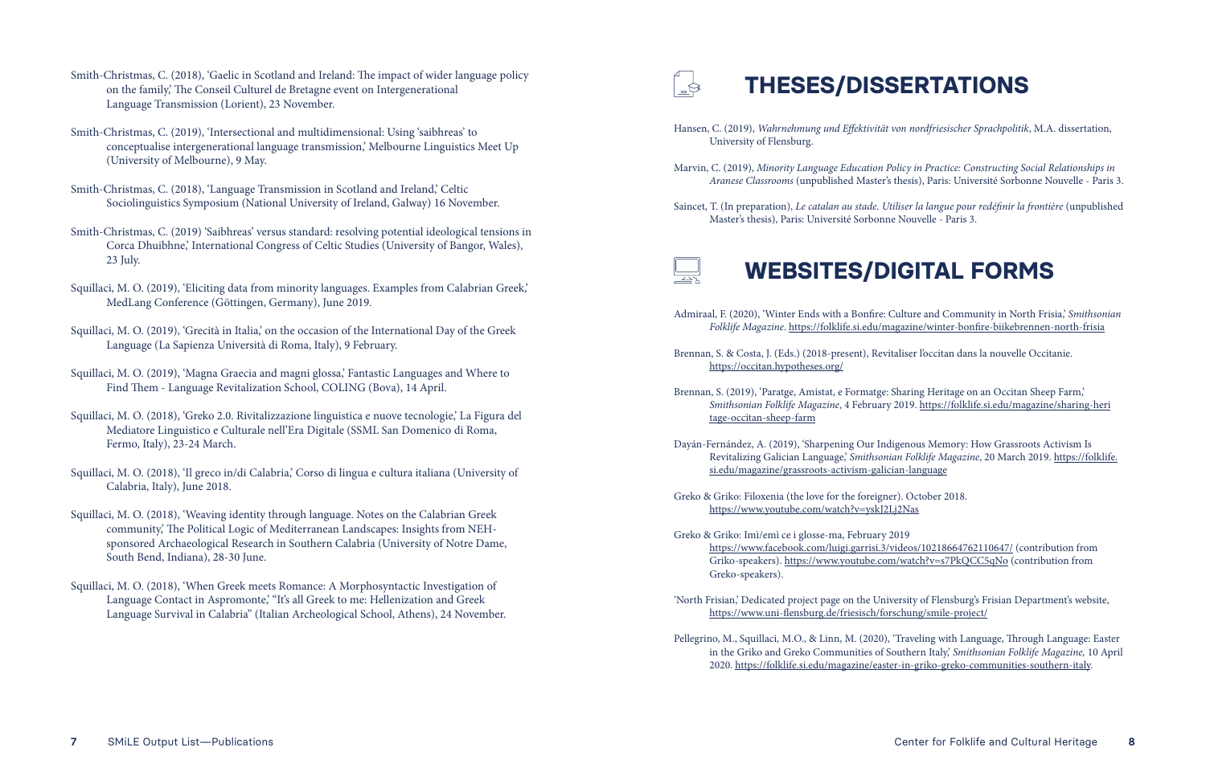Smith-Christmas, C. (2018), 'Gaelic in Scotland and Ireland: The impact of wider language policy on the family,' The Conseil Culturel de Bretagne event on Intergenerational Language Transmission (Lorient), 23 November.

Smith-Christmas, C. (2019), 'Intersectional and multidimensional: Using 'saibhreas' to conceptualise intergenerational language transmission,' Melbourne Linguistics Meet Up (University of Melbourne), 9 May.

Smith-Christmas, C. (2018), 'Language Transmission in Scotland and Ireland,' Celtic Sociolinguistics Symposium (National University of Ireland, Galway) 16 November.

Smith-Christmas, C. (2019) 'Saibhreas' versus standard: resolving potential ideological tensions in Corca Dhuibhne,' International Congress of Celtic Studies (University of Bangor, Wales), 23 July.

Squillaci, M. O. (2019), 'Eliciting data from minority languages. Examples from Calabrian Greek,' MedLang Conference (Göttingen, Germany), June 2019.

Squillaci, M. O. (2019), 'Grecità in Italia,' on the occasion of the International Day of the Greek Language (La Sapienza Università di Roma, Italy), 9 February.

Squillaci, M. O. (2019), 'Magna Graecia and magni glossa,' Fantastic Languages and Where to Find Them - Language Revitalization School, COLING (Bova), 14 April.

Squillaci, M. O. (2018), 'Greko 2.0. Rivitalizzazione linguistica e nuove tecnologie,' La Figura del Mediatore Linguistico e Culturale nell'Era Digitale (SSML San Domenico di Roma, Fermo, Italy), 23-24 March.

Squillaci, M. O. (2018), 'Il greco in/di Calabria,' Corso di lingua e cultura italiana (University of Calabria, Italy), June 2018.

Squillaci, M. O. (2018), 'Weaving identity through language. Notes on the Calabrian Greek community,' The Political Logic of Mediterranean Landscapes: Insights from NEH-sponsored Archaeological Research in Southern Calabria (University of Notre Dame, South Bend, Indiana), 28-30 June.

Squillaci, M. O. (2018), 'When Greek meets Romance: A Morphosyntactic Investigation of Language Contact in Aspromonte,' "It's all Greek to me: Hellenization and Greek Language Survival in Calabria" (Italian Archeological School, Athens), 24 November.

# THESES/DISSERTATIONS

Hansen, C. (2019), *Wahrnehmung und Effektivität von nordfriesischer Sprachpolitik*, M.A. dissertation, University of Flensburg.

Marvin, C. (2019), *Minority Language Education Policy in Practice: Constructing Social Relationships in Aranese Classrooms* (unpublished Master's thesis), Paris: Université Sorbonne Nouvelle - Paris 3.

Saincet, T. (In preparation), *Le catalan au stade. Utiliser la langue pour redéfinir la frontière* (unpublished Master's thesis), Paris: Université Sorbonne Nouvelle - Paris 3.

# WEBSITES/DIGITAL FORMS

Admiraal, F. (2020), 'Winter Ends with a Bonfire: Culture and Community in North Frisia,' *Smithsonian Folklife Magazine*. https://folklife.si.edu/magazine/winter-bonfire-biikebrennen-north-frisia

Brennan, S. & Costa, J. (Eds.) (2018-present), Revitaliser l'occitan dans la nouvelle Occitanie. https://occitan.hypotheses.org/

Brennan, S. (2019), 'Paratge, Amistat, e Formatge: Sharing Heritage on an Occitan Sheep Farm,' *Smithsonian Folklife Magazine*, 4 February 2019. https://folklife.si.edu/magazine/sharing-heritage-occitan-sheep-farm

Dayán-Fernández, A. (2019), 'Sharpening Our Indigenous Memory: How Grassroots Activism Is Revitalizing Galician Language,' *Smithsonian Folklife Magazine*, 20 March 2019. https://folklife.si.edu/magazine/grassroots-activism-galician-language

Greko & Griko: Filoxenia (the love for the foreigner). October 2018. https://www.youtube.com/watch?v=yskJ2Lj2Nas

Greko & Griko: Imì/emì ce i glosse-ma, February 2019 https://www.facebook.com/luigi.garrisi.3/videos/10218664762110647/ (contribution from Griko-speakers). https://www.youtube.com/watch?v=s7PkQCC5qNo (contribution from Greko-speakers).

'North Frisian,' Dedicated project page on the University of Flensburg's Frisian Department's website, https://www.uni-flensburg.de/friesisch/forschung/smile-project/

Pellegrino, M., Squillaci, M.O., & Linn, M. (2020), 'Traveling with Language, Through Language: Easter in the Griko and Greko Communities of Southern Italy,' *Smithsonian Folklife Magazine,* 10 April 2020. https://folklife.si.edu/magazine/easter-in-griko-greko-communities-southern-italy.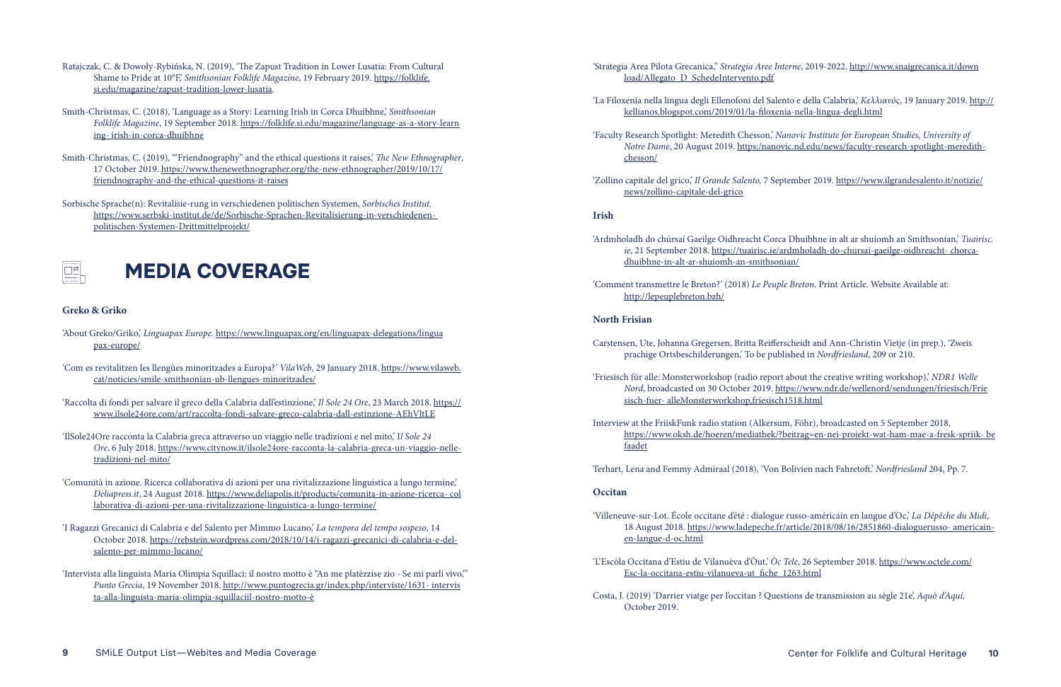Ratajczak, C. & Dowoły-Rybińska, N. (2019), 'The Zapust Tradition in Lower Lusatia: From Cultural Shame to Pride at 10°F,' *Smithsonian Folklife Magazine*, 19 February 2019. https://folklife.si.edu/magazine/zapust-tradition-lower-lusatia.

Smith-Christmas, C. (2018), 'Language as a Story: Learning Irish in Corca Dhuibhne,' *Smithsonian Folklife Magazine*, 19 September 2018. https://folklife.si.edu/magazine/language-as-a-story-learning- irish-in-corca-dhuibhne

Smith-Christmas, C. (2019), '"Friendnography" and the ethical questions it raises,' *The New Ethnographer*, 17 October 2019. https://www.thenewethnographer.org/the-new-ethnographer/2019/10/17/friendnography-and-the-ethical-questions-it-raises

Sorbische Sprache(n): Revitalisie-rung in verschiedenen politischen Systemen, *Sorbisches Institut*. https://www.serbski-institut.de/de/Sorbische-Sprachen-Revitalisierung-in-verschiedenen-politischen-Systemen-Drittmittelprojekt/

# MEDIA COVERAGE

### Greko & Griko

'About Greko/Griko,' *Linguapax Europe*. https://www.linguapax.org/en/linguapax-delegations/linguapax-europe/

'Com es revitalitzen les llengües minoritzades a Europa?' *VilaWeb*, 29 January 2018. https://www.vilaweb.cat/noticies/smile-smithsonian-ub-llengues-minoritzades/

'Raccolta di fondi per salvare il greco della Calabria dall'estinzione,' *Il Sole 24 Ore*, 23 March 2018. https://www.ilsole24ore.com/art/raccolta-fondi-salvare-greco-calabria-dall-estinzione-AEhVltLE

'IlSole24Ore racconta la Calabria greca attraverso un viaggio nelle tradizioni e nel mito,' I*l Sole 24 Ore*, 6 July 2018. https://www.citynow.it/ilsole24ore-racconta-la-calabria-greca-un-viaggio-nelle-tradizioni-nel-mito/

'Comunità in azione. Ricerca collaborativa di azioni per una rivitalizzazione linguistica a lungo termine,' *Deliapress.it*, 24 August 2018. https://www.deliapolis.it/products/comunita-in-azione-ricerca- collaborativa-di-azioni-per-una-rivitalizzazione-linguistica-a-lungo-termine/

'I Ragazzi Grecanici di Calabria e del Salento per Mimmo Lucano,' *La tempora del tempo sospeso*, 14 October 2018. https://rebstein.wordpress.com/2018/10/14/i-ragazzi-grecanici-di-calabria-e-del-salento-per-mimmo-lucano/

'Intervista alla linguista Maria Olimpia Squillaci: il nostro motto è "An me platèzzise zio - Se mi parli vivo,"' *Punto Grecia*, 19 November 2018. http://www.puntogrecia.gr/index.php/interviste/1631- intervista-alla-linguista-maria-olimpia-squillaciil-nostro-motto-è

'Strategia Area Pilota Grecanica,'' *Strategia Aree Interne*, 2019-2022. http://www.snaigrecanica.it/download/Allegato_D_SchedeIntervento.pdf

'La Filoxenia nella lingua degli Ellenofoni del Salento e della Calabria,' *Κελλιανός*, 19 January 2019. http://kellianos.blogspot.com/2019/01/la-filoxenia-nella-lingua-degli.html

'Faculty Research Spotlight: Meredith Chesson,' *Nanovic Institute for European Studies, University of Notre Dame*, 20 August 2019. https:/nanovic.nd.edu/news/faculty-research-spotlight-meredith-chesson/

'Zollino capitale del grico,' *Il Grande Salento*, 7 September 2019. https://www.ilgrandesalento.it/notizie/news/zollino-capitale-del-grico

### Irish

'Ardmholadh do chúrsaí Gaeilge Oidhreacht Corca Dhuibhne in alt ar shuíomh an Smithsonian,' *Tuairisc.ie*, 21 September 2018. https://tuairisc.ie/ardmholadh-do-chursai-gaeilge-oidhreacht- chorca-dhuibhne-in-alt-ar-shuiomh-an-smithsonian/

'Comment transmettre le Breton?' (2018) *Le Peuple Breton*. Print Article. Website Available at: http://lepeuplebreton.bzh/

### North Frisian

Carstensen, Ute, Johanna Gregersen, Britta Reifferscheidt and Ann-Christin Vietje (in prep.), 'Zweis prachige Ortsbeschilderungen,' To be published in *Nordfriesland*, 209 or 210.

'Friesisch für alle: Monsterworkshop (radio report about the creative writing workshop),' *NDR1 Welle Nord*, broadcasted on 30 October 2019. https://www.ndr.de/wellenord/sendungen/friesisch/Friesisch-fuer- alleMonsterworkshop,friesisch1518.html

Interview at the FriiskFunk radio station (Alkersum, Föhr), broadcasted on 5 September 2018, https://www.oksh.de/hoeren/mediathek/?beitrag=en-nei-projekt-wat-ham-mae-a-fresk-spriik- befaadet

Terhart, Lena and Femmy Admiraal (2018), 'Von Bolivien nach Fahretoft.' *Nordfriesland* 204, Pp. 7.

### Occitan

'Villeneuve-sur-Lot. École occitane d'été : dialogue russo-américain en langue d'Oc,' *La Dépêche du Midi*, 18 August 2018. https://www.ladepeche.fr/article/2018/08/16/2851860-dialoguerusso- americain-en-langue-d-oc.html

'L'Escòla Occitana d'Estiu de Vilanuèva d'Òut,' *Òc Tele*, 26 September 2018. https://www.octele.com/Esc-la-occitana-estiu-vilanueva-ut_fiche_1263.html

Costa, J. (2019) 'Darrier viatge per l'occitan ? Questions de transmission au sègle 21e', *Aquò d'Aquí*, October 2019.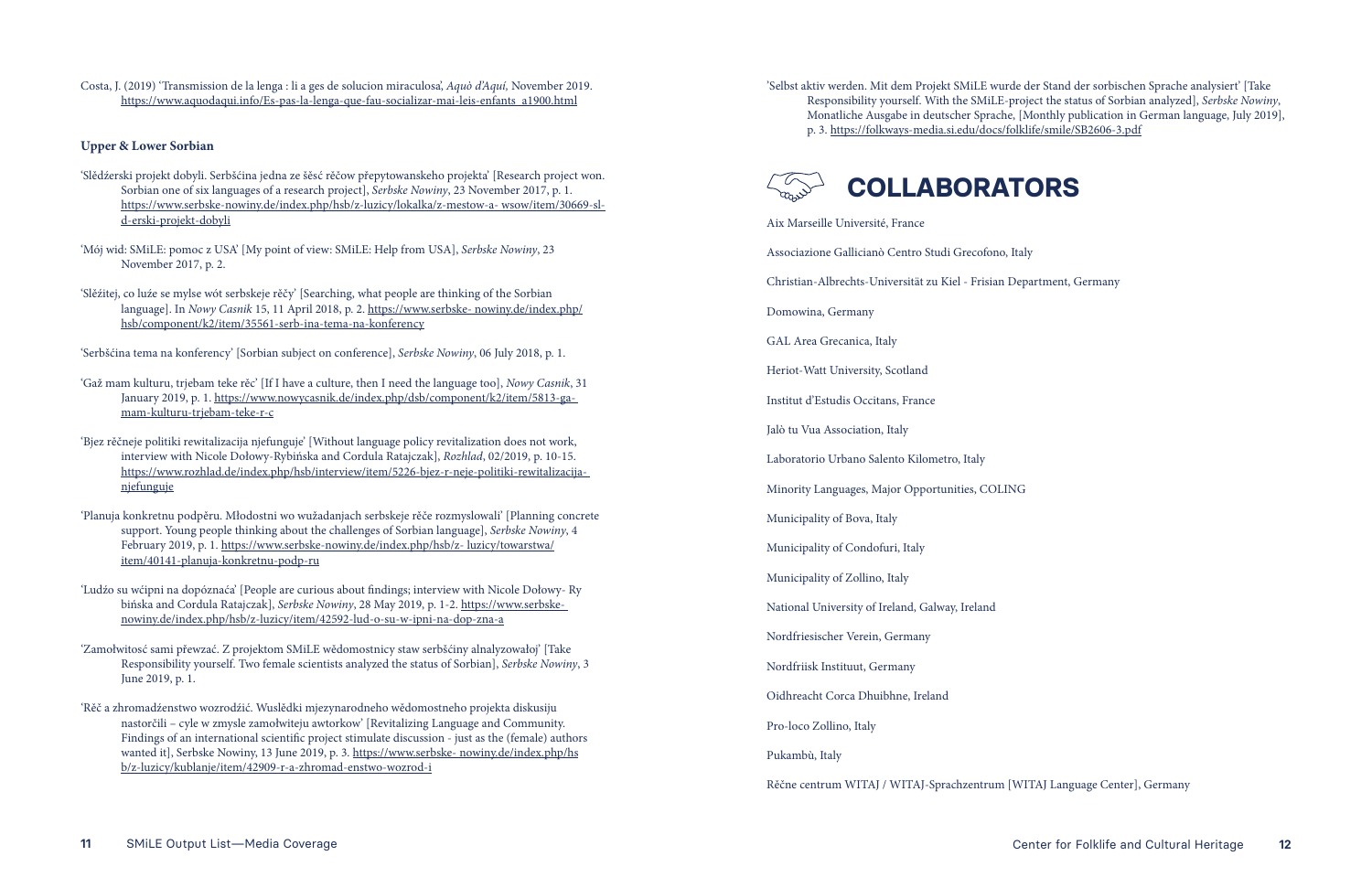Costa, J. (2019) 'Transmission de la lenga : li a ges de solucion miraculosa', *Aquò d'Aquí*, November 2019. https://www.aquodaqui.info/Es-pas-la-lenga-que-fau-socializar-mai-leis-enfants_a1900.html

### Upper & Lower Sorbian

'Slědźerski projekt dobyli. Serbšćina jedna ze šěsć rěčow přepytowanskeho projekta' [Research project won. Sorbian one of six languages of a research project], *Serbske Nowiny*, 23 November 2017, p. 1. https://www.serbske-nowiny.de/index.php/hsb/z-luzicy/lokalka/z-mestow-a- wsow/item/30669-sl-d-erski-projekt-dobyli

'Mój wid: SMiLE: pomoc z USA' [My point of view: SMiLE: Help from USA], *Serbske Nowiny*, 23 November 2017, p. 2.

'Slěžitej, co luźe se mylse wót serbskeje rěčy' [Searching, what people are thinking of the Sorbian language]. In *Nowy Casnik* 15, 11 April 2018, p. 2. https://www.serbske- nowiny.de/index.php/hsb/component/k2/item/35561-serb-ina-tema-na-konferency

'Serbšćina tema na konferency' [Sorbian subject on conference], *Serbske Nowiny*, 06 July 2018, p. 1.

'Gaž mam kulturu, trjebam teke rěc' [If I have a culture, then I need the language too], *Nowy Casnik*, 31 January 2019, p. 1. https://www.nowycasnik.de/index.php/dsb/component/k2/item/5813-ga-mam-kulturu-trjebam-teke-r-c

'Bjez rěčneje politiki rewitalizacija njefunguje' [Without language policy revitalization does not work, interview with Nicole Dołowy-Rybińska and Cordula Ratajczak], *Rozhlad*, 02/2019, p. 10-15. https://www.rozhlad.de/index.php/hsb/interview/item/5226-bjez-r-neje-politiki-rewitalizacija-njefunguje

'Planuja konkretnu podpěru. Młodostni wo wužadanjach serbskeje rěče rozmyslowali' [Planning concrete support. Young people thinking about the challenges of Sorbian language], *Serbske Nowiny*, 4 February 2019, p. 1. https://www.serbske-nowiny.de/index.php/hsb/z- luzicy/towarstwa/item/40141-planuja-konkretnu-podp-ru

'Ludźo su wćipni na dopóznaća' [People are curious about findings; interview with Nicole Dołowy- Rybińska and Cordula Ratajczak], *Serbske Nowiny*, 28 May 2019, p. 1-2. https://www.serbske-nowiny.de/index.php/hsb/z-luzicy/item/42592-lud-o-su-w-ipni-na-dop-zna-a

'Zamołwitosć sami přewzać. Z projektom SMiLE wědomostnicy staw serbšćiny alnalyzowałoj' [Take Responsibility yourself. Two female scientists analyzed the status of Sorbian], *Serbske Nowiny*, 3 June 2019, p. 1.

'Rěč a zhromadźenstwo wozrodźić. Wuslědki mjezynarodneho wědomostneho projekta diskusiju nastorčili – cyle w zmysle zamołwiteju awtorkow' [Revitalizing Language and Community. Findings of an international scientific project stimulate discussion - just as the (female) authors wanted it], Serbske Nowiny, 13 June 2019, p. 3. https://www.serbske- nowiny.de/index.php/hsb/z-luzicy/kublanje/item/42909-r-a-zhromad-enstwo-wozrod-i

'Selbst aktiv werden. Mit dem Projekt SMiLE wurde der Stand der sorbischen Sprache analysiert' [Take Responsibility yourself. With the SMiLE-project the status of Sorbian analyzed], *Serbske Nowiny*, Monatliche Ausgabe in deutscher Sprache, [Monthly publication in German language, July 2019], p. 3. https://folkways-media.si.edu/docs/folklife/smile/SB2606-3.pdf

## COLLABORATORS

Aix Marseille Université, France

Associazione Gallicianò Centro Studi Grecofono, Italy

Christian-Albrechts-Universität zu Kiel - Frisian Department, Germany

Domowina, Germany

GAL Area Grecanica, Italy

Heriot-Watt University, Scotland

Institut d'Estudis Occitans, France

Jalò tu Vua Association, Italy

Laboratorio Urbano Salento Kilometro, Italy

Minority Languages, Major Opportunities, COLING

Municipality of Bova, Italy

Municipality of Condofuri, Italy

Municipality of Zollino, Italy

National University of Ireland, Galway, Ireland

Nordfriesischer Verein, Germany

Nordfriisk Instituut, Germany

Oidhreacht Corca Dhuibhne, Ireland

Pro-loco Zollino, Italy

Pukambù, Italy

Rěčne centrum WITAJ / WITAJ-Sprachzentrum [WITAJ Language Center], Germany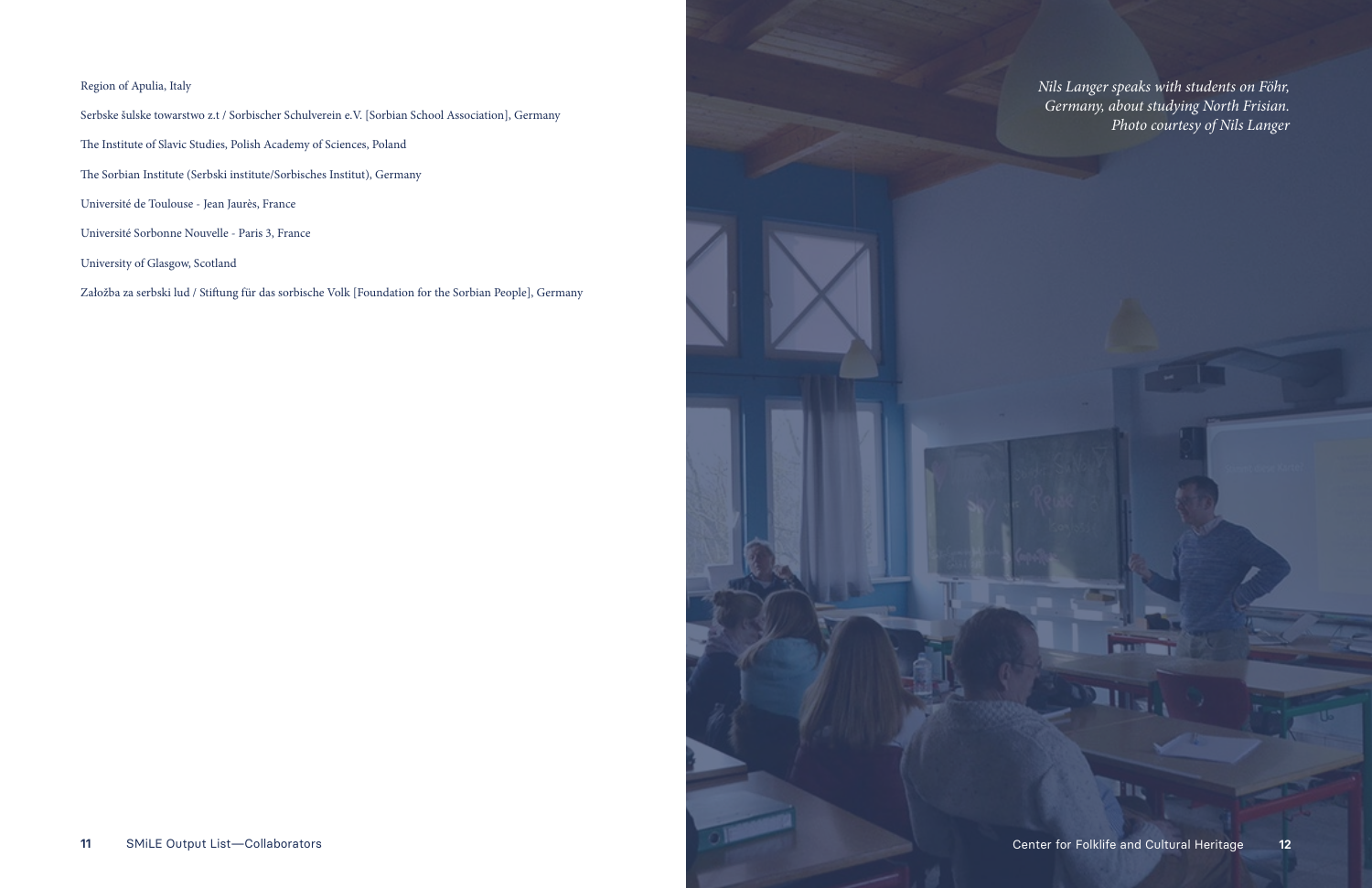Region of Apulia, Italy

Serbske šulske towarstwo z.t / Sorbischer Schulverein e.V. [Sorbian School Association], Germany

The Institute of Slavic Studies, Polish Academy of Sciences, Poland

The Sorbian Institute (Serbski institute/Sorbisches Institut), Germany

Université de Toulouse - Jean Jaurès, France

Université Sorbonne Nouvelle - Paris 3, France

University of Glasgow, Scotland

Założba za serbski lud / Stiftung für das sorbische Volk [Foundation for the Sorbian People], Germany

*Nils Langer speaks with students on Föhr, Germany, about studying North Frisian. Photo courtesy of Nils Langer*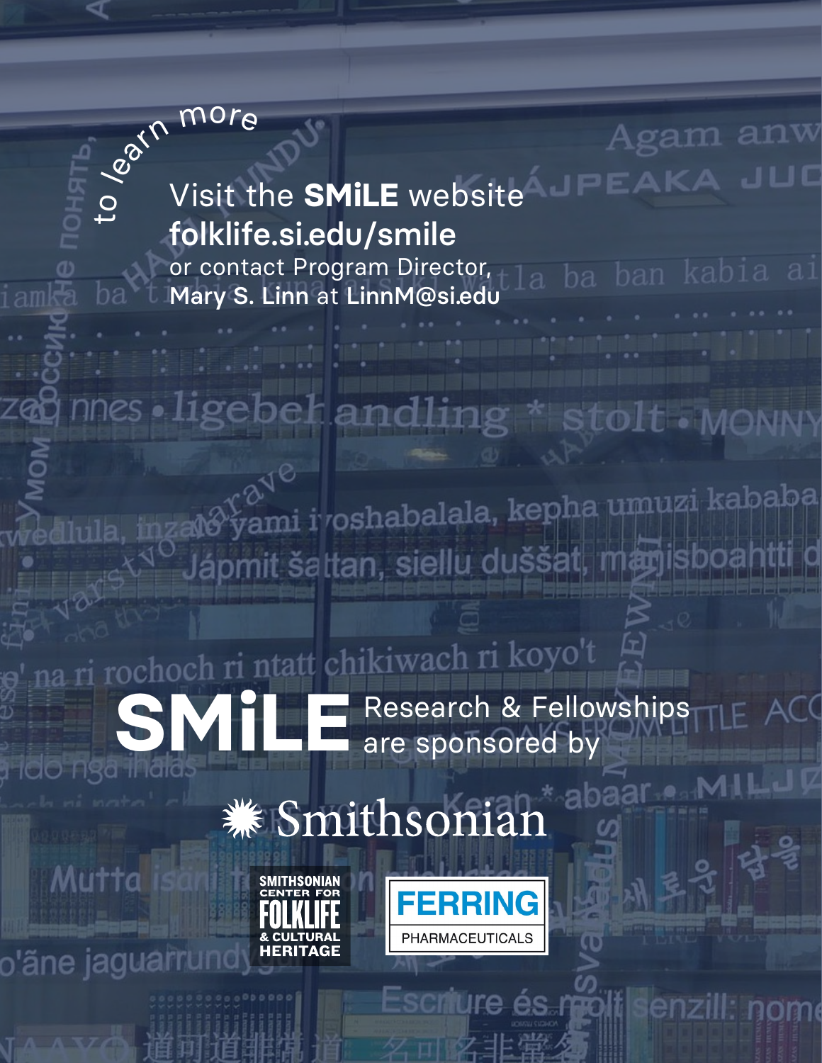to learn more

Visit the **SMiLE** website
**folklife.si.edu/smile**
or contact Program Director,
**Mary S. Linn** at **LinnM@si.edu**

**SMiLE** Research & Fellowships are sponsored by

Smithsonian

SMITHSONIAN CENTER FOR FOLKLIFE & CULTURAL HERITAGE

FERRING PHARMACEUTICALS